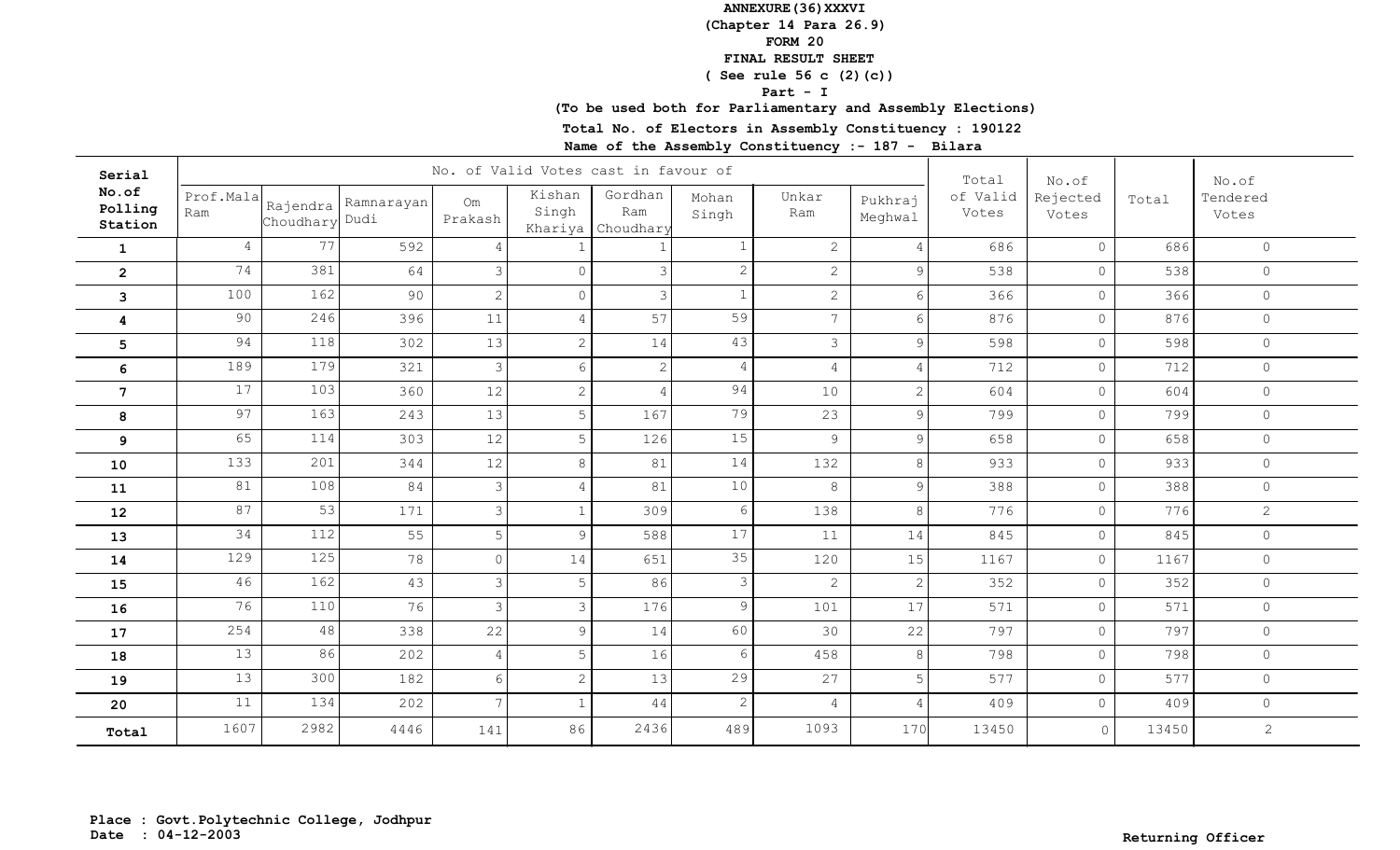**ANNEXURE(36)XXXVI**

**(Chapter 14 Para 26.9)**

**FORM 20**

**FINAL RESULT SHEET**

**( See rule 56 c (2)(c))**

**Part - I**

**(To be used both for Parliamentary and Assembly Elections)**

**Total No. of Electors in Assembly Constituency : 190122**

**Name of the Assembly Constituency :- 187 - Bilara**

| Serial No.of Polling Station | No. of Valid Votes cast in favour of | | | | | | | | | Total of Valid Votes | No.of Rejected Votes | Total | No.of Tendered Votes |
|---|---|---|---|---|---|---|---|---|---|---|---|---|---|
| | Prof.Mala Ram | Rajendra Choudhary | Ramnarayan Dudi | Om Prakash | Kishan Singh Khariya | Gordhan Ram Choudhary | Mohan Singh | Unkar Ram | Pukhraj Meghwal | | | | |
| **1** | 4 | 77 | 592 | 4 | 1 | 1 | 1 | 2 | 4 | 686 | 0 | 686 | 0 |
| **2** | 74 | 381 | 64 | 3 | 0 | 3 | 2 | 2 | 9 | 538 | 0 | 538 | 0 |
| **3** | 100 | 162 | 90 | 2 | 0 | 3 | 1 | 2 | 6 | 366 | 0 | 366 | 0 |
| **4** | 90 | 246 | 396 | 11 | 4 | 57 | 59 | 7 | 6 | 876 | 0 | 876 | 0 |
| **5** | 94 | 118 | 302 | 13 | 2 | 14 | 43 | 3 | 9 | 598 | 0 | 598 | 0 |
| **6** | 189 | 179 | 321 | 3 | 6 | 2 | 4 | 4 | 4 | 712 | 0 | 712 | 0 |
| **7** | 17 | 103 | 360 | 12 | 2 | 4 | 94 | 10 | 2 | 604 | 0 | 604 | 0 |
| **8** | 97 | 163 | 243 | 13 | 5 | 167 | 79 | 23 | 9 | 799 | 0 | 799 | 0 |
| **9** | 65 | 114 | 303 | 12 | 5 | 126 | 15 | 9 | 9 | 658 | 0 | 658 | 0 |
| **10** | 133 | 201 | 344 | 12 | 8 | 81 | 14 | 132 | 8 | 933 | 0 | 933 | 0 |
| **11** | 81 | 108 | 84 | 3 | 4 | 81 | 10 | 8 | 9 | 388 | 0 | 388 | 0 |
| **12** | 87 | 53 | 171 | 3 | 1 | 309 | 6 | 138 | 8 | 776 | 0 | 776 | 2 |
| **13** | 34 | 112 | 55 | 5 | 9 | 588 | 17 | 11 | 14 | 845 | 0 | 845 | 0 |
| **14** | 129 | 125 | 78 | 0 | 14 | 651 | 35 | 120 | 15 | 1167 | 0 | 1167 | 0 |
| **15** | 46 | 162 | 43 | 3 | 5 | 86 | 3 | 2 | 2 | 352 | 0 | 352 | 0 |
| **16** | 76 | 110 | 76 | 3 | 3 | 176 | 9 | 101 | 17 | 571 | 0 | 571 | 0 |
| **17** | 254 | 48 | 338 | 22 | 9 | 14 | 60 | 30 | 22 | 797 | 0 | 797 | 0 |
| **18** | 13 | 86 | 202 | 4 | 5 | 16 | 6 | 458 | 8 | 798 | 0 | 798 | 0 |
| **19** | 13 | 300 | 182 | 6 | 2 | 13 | 29 | 27 | 5 | 577 | 0 | 577 | 0 |
| **20** | 11 | 134 | 202 | 7 | 1 | 44 | 2 | 4 | 4 | 409 | 0 | 409 | 0 |
| **Total** | 1607 | 2982 | 4446 | 141 | 86 | 2436 | 489 | 1093 | 170 | 13450 | 0 | 13450 | 2 |

**Place : Govt.Polytechnic College, Jodhpur**
**Date : 04-12-2003**

**Returning Officer**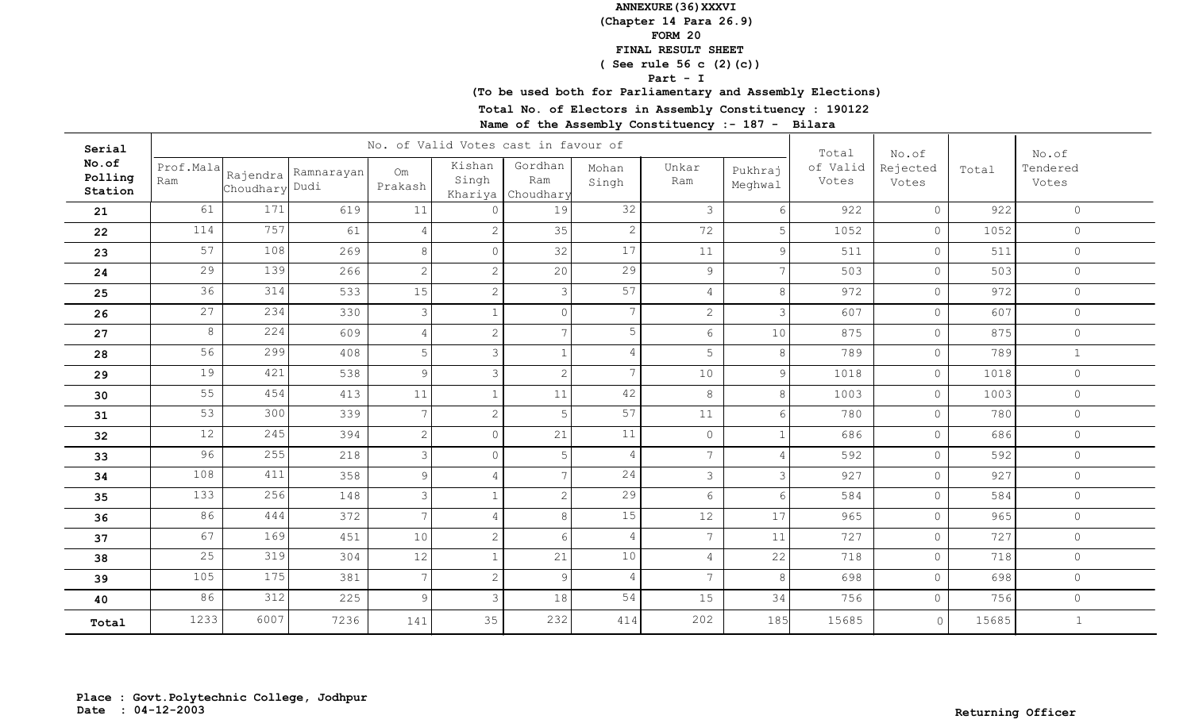**ANNEXURE(36)XXXVI**
**(Chapter 14 Para 26.9)**
**FORM 20**
**FINAL RESULT SHEET**
**( See rule 56 c (2)(c))**
**Part - I**
**(To be used both for Parliamentary and Assembly Elections)**
**Total No. of Electors in Assembly Constituency : 190122**
**Name of the Assembly Constituency :- 187 - Bilara**

| Serial No.of Polling Station | No. of Valid Votes cast in favour of | | | | | | | | | Total of Valid Votes | No.of Rejected Votes | Total | No.of Tendered Votes |
|---|---|---|---|---|---|---|---|---|---|---|---|---|---|
| | Prof.Mala Ram | Rajendra Choudhary | Ramnarayan Dudi | Om Prakash | Kishan Singh Khariya | Gordhan Ram Choudhary | Mohan Singh | Unkar Ram | Pukhraj Meghwal | | | | |
| 21 | 61 | 171 | 619 | 11 | 0 | 19 | 32 | 3 | 6 | 922 | 0 | 922 | 0 |
| 22 | 114 | 757 | 61 | 4 | 2 | 35 | 2 | 72 | 5 | 1052 | 0 | 1052 | 0 |
| 23 | 57 | 108 | 269 | 8 | 0 | 32 | 17 | 11 | 9 | 511 | 0 | 511 | 0 |
| 24 | 29 | 139 | 266 | 2 | 2 | 20 | 29 | 9 | 7 | 503 | 0 | 503 | 0 |
| 25 | 36 | 314 | 533 | 15 | 2 | 3 | 57 | 4 | 8 | 972 | 0 | 972 | 0 |
| 26 | 27 | 234 | 330 | 3 | 1 | 0 | 7 | 2 | 3 | 607 | 0 | 607 | 0 |
| 27 | 8 | 224 | 609 | 4 | 2 | 7 | 5 | 6 | 10 | 875 | 0 | 875 | 0 |
| 28 | 56 | 299 | 408 | 5 | 3 | 1 | 4 | 5 | 8 | 789 | 0 | 789 | 1 |
| 29 | 19 | 421 | 538 | 9 | 3 | 2 | 7 | 10 | 9 | 1018 | 0 | 1018 | 0 |
| 30 | 55 | 454 | 413 | 11 | 1 | 11 | 42 | 8 | 8 | 1003 | 0 | 1003 | 0 |
| 31 | 53 | 300 | 339 | 7 | 2 | 5 | 57 | 11 | 6 | 780 | 0 | 780 | 0 |
| 32 | 12 | 245 | 394 | 2 | 0 | 21 | 11 | 0 | 1 | 686 | 0 | 686 | 0 |
| 33 | 96 | 255 | 218 | 3 | 0 | 5 | 4 | 7 | 4 | 592 | 0 | 592 | 0 |
| 34 | 108 | 411 | 358 | 9 | 4 | 7 | 24 | 3 | 3 | 927 | 0 | 927 | 0 |
| 35 | 133 | 256 | 148 | 3 | 1 | 2 | 29 | 6 | 6 | 584 | 0 | 584 | 0 |
| 36 | 86 | 444 | 372 | 7 | 4 | 8 | 15 | 12 | 17 | 965 | 0 | 965 | 0 |
| 37 | 67 | 169 | 451 | 10 | 2 | 6 | 4 | 7 | 11 | 727 | 0 | 727 | 0 |
| 38 | 25 | 319 | 304 | 12 | 1 | 21 | 10 | 4 | 22 | 718 | 0 | 718 | 0 |
| 39 | 105 | 175 | 381 | 7 | 2 | 9 | 4 | 7 | 8 | 698 | 0 | 698 | 0 |
| 40 | 86 | 312 | 225 | 9 | 3 | 18 | 54 | 15 | 34 | 756 | 0 | 756 | 0 |
| Total | 1233 | 6007 | 7236 | 141 | 35 | 232 | 414 | 202 | 185 | 15685 | 0 | 15685 | 1 |

**Place : Govt.Polytechnic College, Jodhpur**
**Date : 04-12-2003**

**Returning Officer**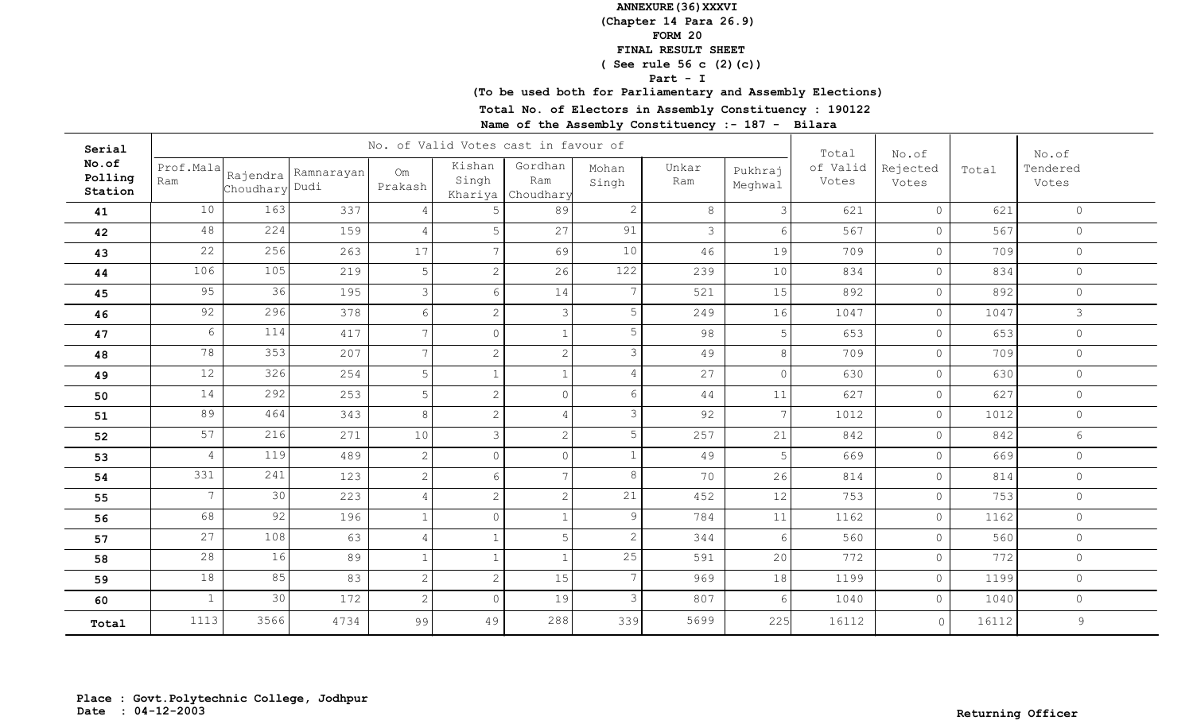**ANNEXURE(36)XXXVI**
**(Chapter 14 Para 26.9)**
**FORM 20**
**FINAL RESULT SHEET**
**( See rule 56 c (2)(c))**
**Part - I**
**(To be used both for Parliamentary and Assembly Elections)**
**Total No. of Electors in Assembly Constituency : 190122**
**Name of the Assembly Constituency :- 187 - Bilara**

| Serial No.of Polling Station | No. of Valid Votes cast in favour of | | | | | | | | | Total of Valid Votes | No.of Rejected Votes | Total | No.of Tendered Votes |
|---|---|---|---|---|---|---|---|---|---|---|---|---|---|
| | Prof.Mala Ram | Rajendra Choudhary | Ramnarayan Dudi | Om Prakash | Kishan Singh Khariya | Gordhan Ram Choudhary | Mohan Singh | Unkar Ram | Pukhraj Meghwal | | | | |
| 41 | 10 | 163 | 337 | 4 | 5 | 89 | 2 | 8 | 3 | 621 | 0 | 621 | 0 |
| 42 | 48 | 224 | 159 | 4 | 5 | 27 | 91 | 3 | 6 | 567 | 0 | 567 | 0 |
| 43 | 22 | 256 | 263 | 17 | 7 | 69 | 10 | 46 | 19 | 709 | 0 | 709 | 0 |
| 44 | 106 | 105 | 219 | 5 | 2 | 26 | 122 | 239 | 10 | 834 | 0 | 834 | 0 |
| 45 | 95 | 36 | 195 | 3 | 6 | 14 | 7 | 521 | 15 | 892 | 0 | 892 | 0 |
| 46 | 92 | 296 | 378 | 6 | 2 | 3 | 5 | 249 | 16 | 1047 | 0 | 1047 | 3 |
| 47 | 6 | 114 | 417 | 7 | 0 | 1 | 5 | 98 | 5 | 653 | 0 | 653 | 0 |
| 48 | 78 | 353 | 207 | 7 | 2 | 2 | 3 | 49 | 8 | 709 | 0 | 709 | 0 |
| 49 | 12 | 326 | 254 | 5 | 1 | 1 | 4 | 27 | 0 | 630 | 0 | 630 | 0 |
| 50 | 14 | 292 | 253 | 5 | 2 | 0 | 6 | 44 | 11 | 627 | 0 | 627 | 0 |
| 51 | 89 | 464 | 343 | 8 | 2 | 4 | 3 | 92 | 7 | 1012 | 0 | 1012 | 0 |
| 52 | 57 | 216 | 271 | 10 | 3 | 2 | 5 | 257 | 21 | 842 | 0 | 842 | 6 |
| 53 | 4 | 119 | 489 | 2 | 0 | 0 | 1 | 49 | 5 | 669 | 0 | 669 | 0 |
| 54 | 331 | 241 | 123 | 2 | 6 | 7 | 8 | 70 | 26 | 814 | 0 | 814 | 0 |
| 55 | 7 | 30 | 223 | 4 | 2 | 2 | 21 | 452 | 12 | 753 | 0 | 753 | 0 |
| 56 | 68 | 92 | 196 | 1 | 0 | 1 | 9 | 784 | 11 | 1162 | 0 | 1162 | 0 |
| 57 | 27 | 108 | 63 | 4 | 1 | 5 | 2 | 344 | 6 | 560 | 0 | 560 | 0 |
| 58 | 28 | 16 | 89 | 1 | 1 | 1 | 25 | 591 | 20 | 772 | 0 | 772 | 0 |
| 59 | 18 | 85 | 83 | 2 | 2 | 15 | 7 | 969 | 18 | 1199 | 0 | 1199 | 0 |
| 60 | 1 | 30 | 172 | 2 | 0 | 19 | 3 | 807 | 6 | 1040 | 0 | 1040 | 0 |
| Total | 1113 | 3566 | 4734 | 99 | 49 | 288 | 339 | 5699 | 225 | 16112 | 0 | 16112 | 9 |

**Place : Govt.Polytechnic College, Jodhpur**
**Date : 04-12-2003**

**Returning Officer**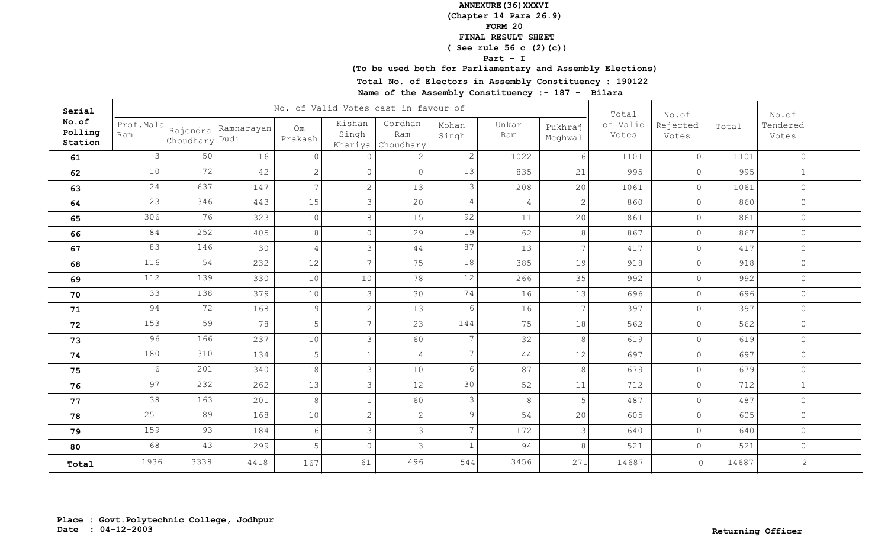**ANNEXURE(36)XXXVI**
**(Chapter 14 Para 26.9)**
**FORM 20**
**FINAL RESULT SHEET**
**( See rule 56 c (2)(c))**
**Part - I**
**(To be used both for Parliamentary and Assembly Elections)**
**Total No. of Electors in Assembly Constituency : 190122**
**Name of the Assembly Constituency :- 187 - Bilara**

| Serial No.of Polling Station | No. of Valid Votes cast in favour of | | | | | | | | | Total of Valid Votes | No.of Rejected Votes | Total | No.of Tendered Votes |
|---|---|---|---|---|---|---|---|---|---|---|---|---|---|
| | Prof.Mala Ram | Rajendra Choudhary | Ramnarayan Dudi | Om Prakash | Kishan Singh Khariya | Gordhan Ram Choudhary | Mohan Singh | Unkar Ram | Pukhraj Meghwal | | | | |
| **61** | 3 | 50 | 16 | 0 | 0 | 2 | 2 | 1022 | 6 | 1101 | 0 | 1101 | 0 |
| **62** | 10 | 72 | 42 | 2 | 0 | 0 | 13 | 835 | 21 | 995 | 0 | 995 | 1 |
| **63** | 24 | 637 | 147 | 7 | 2 | 13 | 3 | 208 | 20 | 1061 | 0 | 1061 | 0 |
| **64** | 23 | 346 | 443 | 15 | 3 | 20 | 4 | 4 | 2 | 860 | 0 | 860 | 0 |
| **65** | 306 | 76 | 323 | 10 | 8 | 15 | 92 | 11 | 20 | 861 | 0 | 861 | 0 |
| **66** | 84 | 252 | 405 | 8 | 0 | 29 | 19 | 62 | 8 | 867 | 0 | 867 | 0 |
| **67** | 83 | 146 | 30 | 4 | 3 | 44 | 87 | 13 | 7 | 417 | 0 | 417 | 0 |
| **68** | 116 | 54 | 232 | 12 | 7 | 75 | 18 | 385 | 19 | 918 | 0 | 918 | 0 |
| **69** | 112 | 139 | 330 | 10 | 10 | 78 | 12 | 266 | 35 | 992 | 0 | 992 | 0 |
| **70** | 33 | 138 | 379 | 10 | 3 | 30 | 74 | 16 | 13 | 696 | 0 | 696 | 0 |
| **71** | 94 | 72 | 168 | 9 | 2 | 13 | 6 | 16 | 17 | 397 | 0 | 397 | 0 |
| **72** | 153 | 59 | 78 | 5 | 7 | 23 | 144 | 75 | 18 | 562 | 0 | 562 | 0 |
| **73** | 96 | 166 | 237 | 10 | 3 | 60 | 7 | 32 | 8 | 619 | 0 | 619 | 0 |
| **74** | 180 | 310 | 134 | 5 | 1 | 4 | 7 | 44 | 12 | 697 | 0 | 697 | 0 |
| **75** | 6 | 201 | 340 | 18 | 3 | 10 | 6 | 87 | 8 | 679 | 0 | 679 | 0 |
| **76** | 97 | 232 | 262 | 13 | 3 | 12 | 30 | 52 | 11 | 712 | 0 | 712 | 1 |
| **77** | 38 | 163 | 201 | 8 | 1 | 60 | 3 | 8 | 5 | 487 | 0 | 487 | 0 |
| **78** | 251 | 89 | 168 | 10 | 2 | 2 | 9 | 54 | 20 | 605 | 0 | 605 | 0 |
| **79** | 159 | 93 | 184 | 6 | 3 | 3 | 7 | 172 | 13 | 640 | 0 | 640 | 0 |
| **80** | 68 | 43 | 299 | 5 | 0 | 3 | 1 | 94 | 8 | 521 | 0 | 521 | 0 |
| **Total** | 1936 | 3338 | 4418 | 167 | 61 | 496 | 544 | 3456 | 271 | 14687 | 0 | 14687 | 2 |

**Place : Govt.Polytechnic College, Jodhpur**
**Date : 04-12-2003**

**Returning Officer**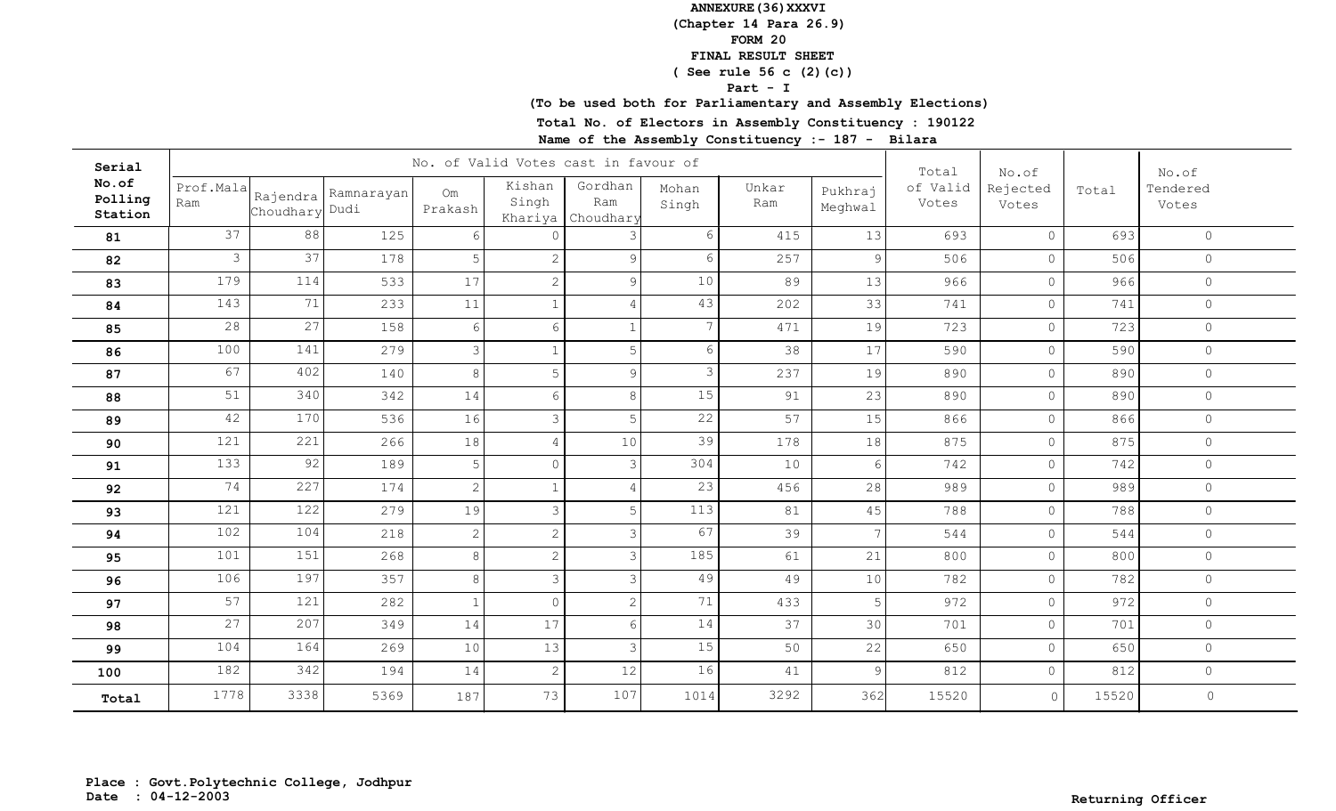**ANNEXURE(36)XXXVI**
**(Chapter 14 Para 26.9)**
**FORM 20**
**FINAL RESULT SHEET**
**( See rule 56 c (2)(c))**
**Part - I**
**(To be used both for Parliamentary and Assembly Elections)**

**Total No. of Electors in Assembly Constituency : 190122**
**Name of the Assembly Constituency :- 187 - Bilara**

| Serial No.of Polling Station | No. of Valid Votes cast in favour of | | | | | | | | | Total of Valid Votes | No.of Rejected Votes | Total | No.of Tendered Votes |
|---|---|---|---|---|---|---|---|---|---|---|---|---|---|
| | Prof.Mala Ram | Rajendra Choudhary | Ramnarayan Dudi | Om Prakash | Kishan Singh Khariya | Gordhan Ram Choudhary | Mohan Singh | Unkar Ram | Pukhraj Meghwal | | | | |
| 81 | 37 | 88 | 125 | 6 | 0 | 3 | 6 | 415 | 13 | 693 | 0 | 693 | 0 |
| 82 | 3 | 37 | 178 | 5 | 2 | 9 | 6 | 257 | 9 | 506 | 0 | 506 | 0 |
| 83 | 179 | 114 | 533 | 17 | 2 | 9 | 10 | 89 | 13 | 966 | 0 | 966 | 0 |
| 84 | 143 | 71 | 233 | 11 | 1 | 4 | 43 | 202 | 33 | 741 | 0 | 741 | 0 |
| 85 | 28 | 27 | 158 | 6 | 6 | 1 | 7 | 471 | 19 | 723 | 0 | 723 | 0 |
| 86 | 100 | 141 | 279 | 3 | 1 | 5 | 6 | 38 | 17 | 590 | 0 | 590 | 0 |
| 87 | 67 | 402 | 140 | 8 | 5 | 9 | 3 | 237 | 19 | 890 | 0 | 890 | 0 |
| 88 | 51 | 340 | 342 | 14 | 6 | 8 | 15 | 91 | 23 | 890 | 0 | 890 | 0 |
| 89 | 42 | 170 | 536 | 16 | 3 | 5 | 22 | 57 | 15 | 866 | 0 | 866 | 0 |
| 90 | 121 | 221 | 266 | 18 | 4 | 10 | 39 | 178 | 18 | 875 | 0 | 875 | 0 |
| 91 | 133 | 92 | 189 | 5 | 0 | 3 | 304 | 10 | 6 | 742 | 0 | 742 | 0 |
| 92 | 74 | 227 | 174 | 2 | 1 | 4 | 23 | 456 | 28 | 989 | 0 | 989 | 0 |
| 93 | 121 | 122 | 279 | 19 | 3 | 5 | 113 | 81 | 45 | 788 | 0 | 788 | 0 |
| 94 | 102 | 104 | 218 | 2 | 2 | 3 | 67 | 39 | 7 | 544 | 0 | 544 | 0 |
| 95 | 101 | 151 | 268 | 8 | 2 | 3 | 185 | 61 | 21 | 800 | 0 | 800 | 0 |
| 96 | 106 | 197 | 357 | 8 | 3 | 3 | 49 | 49 | 10 | 782 | 0 | 782 | 0 |
| 97 | 57 | 121 | 282 | 1 | 0 | 2 | 71 | 433 | 5 | 972 | 0 | 972 | 0 |
| 98 | 27 | 207 | 349 | 14 | 17 | 6 | 14 | 37 | 30 | 701 | 0 | 701 | 0 |
| 99 | 104 | 164 | 269 | 10 | 13 | 3 | 15 | 50 | 22 | 650 | 0 | 650 | 0 |
| 100 | 182 | 342 | 194 | 14 | 2 | 12 | 16 | 41 | 9 | 812 | 0 | 812 | 0 |
| **Total** | 1778 | 3338 | 5369 | 187 | 73 | 107 | 1014 | 3292 | 362 | 15520 | 0 | 15520 | 0 |

**Place : Govt.Polytechnic College, Jodhpur**
**Date : 04-12-2003**

**Returning Officer**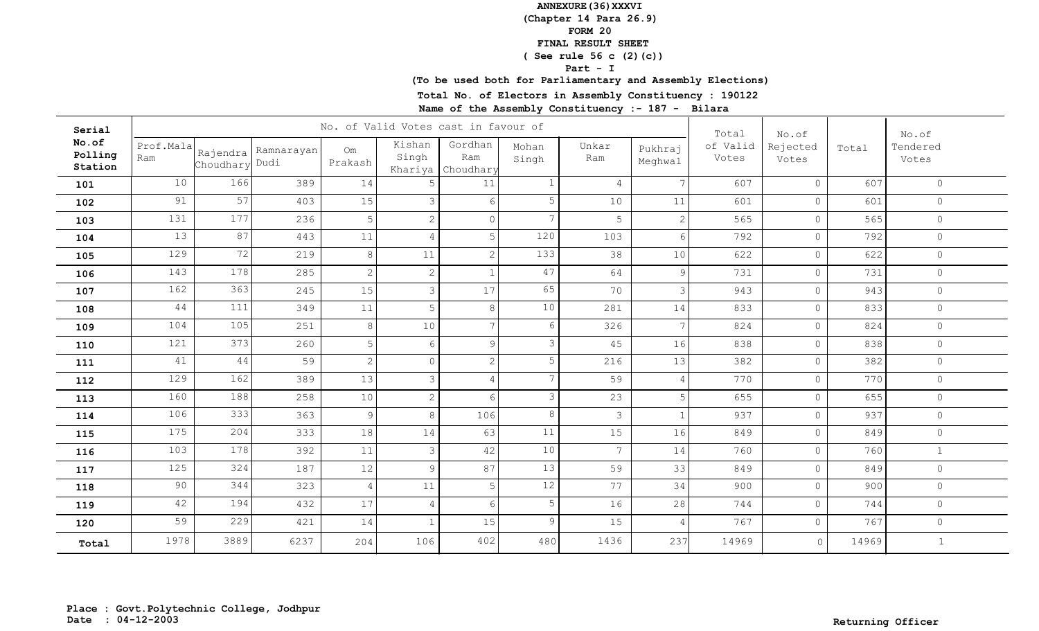**ANNEXURE(36)XXXVI**
**(Chapter 14 Para 26.9)**
**FORM 20**
**FINAL RESULT SHEET**
**( See rule 56 c (2)(c))**
**Part - I**
**(To be used both for Parliamentary and Assembly Elections)**
**Total No. of Electors in Assembly Constituency : 190122**
**Name of the Assembly Constituency :- 187 - Bilara**

| Serial No.of Polling Station | No. of Valid Votes cast in favour of | | | | | | | | | Total of Valid Votes | No.of Rejected Votes | Total | No.of Tendered Votes |
|---|---|---|---|---|---|---|---|---|---|---|---|---|---|
| | Prof.Mala Ram | Rajendra Choudhary | Ramnarayan Dudi | Om Prakash | Kishan Singh Khariya | Gordhan Ram Choudhary | Mohan Singh | Unkar Ram | Pukhraj Meghwal | | | | |
| 101 | 10 | 166 | 389 | 14 | 5 | 11 | 1 | 4 | 7 | 607 | 0 | 607 | 0 |
| 102 | 91 | 57 | 403 | 15 | 3 | 6 | 5 | 10 | 11 | 601 | 0 | 601 | 0 |
| 103 | 131 | 177 | 236 | 5 | 2 | 0 | 7 | 5 | 2 | 565 | 0 | 565 | 0 |
| 104 | 13 | 87 | 443 | 11 | 4 | 5 | 120 | 103 | 6 | 792 | 0 | 792 | 0 |
| 105 | 129 | 72 | 219 | 8 | 11 | 2 | 133 | 38 | 10 | 622 | 0 | 622 | 0 |
| 106 | 143 | 178 | 285 | 2 | 2 | 1 | 47 | 64 | 9 | 731 | 0 | 731 | 0 |
| 107 | 162 | 363 | 245 | 15 | 3 | 17 | 65 | 70 | 3 | 943 | 0 | 943 | 0 |
| 108 | 44 | 111 | 349 | 11 | 5 | 8 | 10 | 281 | 14 | 833 | 0 | 833 | 0 |
| 109 | 104 | 105 | 251 | 8 | 10 | 7 | 6 | 326 | 7 | 824 | 0 | 824 | 0 |
| 110 | 121 | 373 | 260 | 5 | 6 | 9 | 3 | 45 | 16 | 838 | 0 | 838 | 0 |
| 111 | 41 | 44 | 59 | 2 | 0 | 2 | 5 | 216 | 13 | 382 | 0 | 382 | 0 |
| 112 | 129 | 162 | 389 | 13 | 3 | 4 | 7 | 59 | 4 | 770 | 0 | 770 | 0 |
| 113 | 160 | 188 | 258 | 10 | 2 | 6 | 3 | 23 | 5 | 655 | 0 | 655 | 0 |
| 114 | 106 | 333 | 363 | 9 | 8 | 106 | 8 | 3 | 1 | 937 | 0 | 937 | 0 |
| 115 | 175 | 204 | 333 | 18 | 14 | 63 | 11 | 15 | 16 | 849 | 0 | 849 | 0 |
| 116 | 103 | 178 | 392 | 11 | 3 | 42 | 10 | 7 | 14 | 760 | 0 | 760 | 1 |
| 117 | 125 | 324 | 187 | 12 | 9 | 87 | 13 | 59 | 33 | 849 | 0 | 849 | 0 |
| 118 | 90 | 344 | 323 | 4 | 11 | 5 | 12 | 77 | 34 | 900 | 0 | 900 | 0 |
| 119 | 42 | 194 | 432 | 17 | 4 | 6 | 5 | 16 | 28 | 744 | 0 | 744 | 0 |
| 120 | 59 | 229 | 421 | 14 | 1 | 15 | 9 | 15 | 4 | 767 | 0 | 767 | 0 |
| **Total** | 1978 | 3889 | 6237 | 204 | 106 | 402 | 480 | 1436 | 237 | 14969 | 0 | 14969 | 1 |

**Place : Govt.Polytechnic College, Jodhpur**
**Date : 04-12-2003**

**Returning Officer**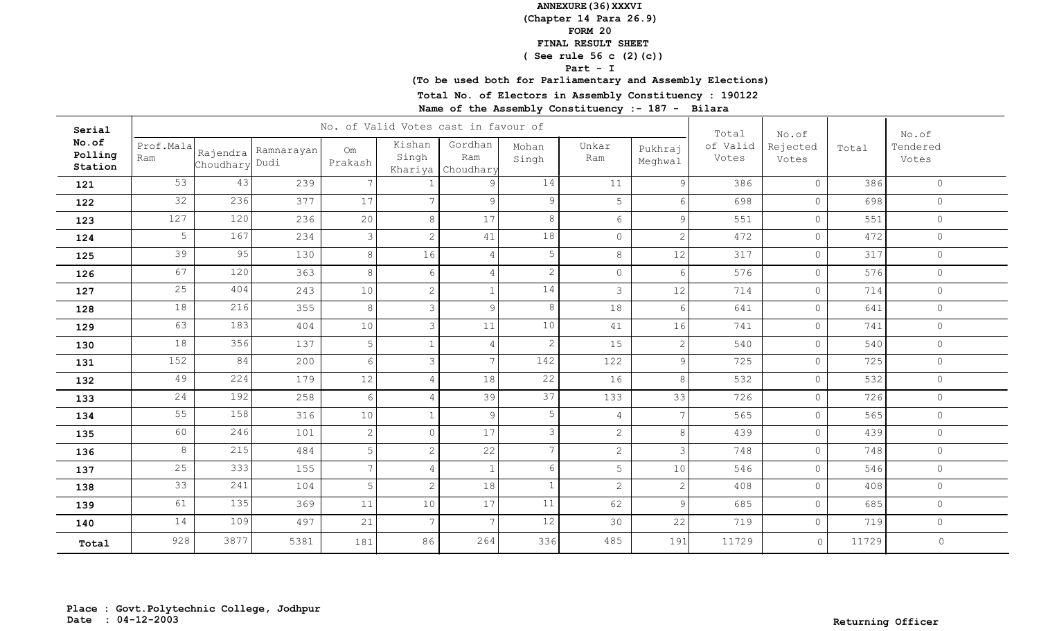**ANNEXURE(36)XXXVI**

**(Chapter 14 Para 26.9)**

**FORM 20**

**FINAL RESULT SHEET**

**( See rule 56 c (2)(c))**

**Part - I**

**(To be used both for Parliamentary and Assembly Elections)**

**Total No. of Electors in Assembly Constituency : 190122**

**Name of the Assembly Constituency :- 187 - Bilara**

| Serial No.of Polling Station | No. of Valid Votes cast in favour of | | | | | | | | | Total of Valid Votes | No.of Rejected Votes | Total | No.of Tendered Votes |
|---|---|---|---|---|---|---|---|---|---|---|---|---|---|
| | Prof.Mala Ram | Rajendra Choudhary | Ramnarayan Dudi | Om Prakash | Kishan Singh Khariya | Gordhan Ram Choudhary | Mohan Singh | Unkar Ram | Pukhraj Meghwal | | | | |
| 121 | 53 | 43 | 239 | 7 | 1 | 9 | 14 | 11 | 9 | 386 | 0 | 386 | 0 |
| 122 | 32 | 236 | 377 | 17 | 7 | 9 | 9 | 5 | 6 | 698 | 0 | 698 | 0 |
| 123 | 127 | 120 | 236 | 20 | 8 | 17 | 8 | 6 | 9 | 551 | 0 | 551 | 0 |
| 124 | 5 | 167 | 234 | 3 | 2 | 41 | 18 | 0 | 2 | 472 | 0 | 472 | 0 |
| 125 | 39 | 95 | 130 | 8 | 16 | 4 | 5 | 8 | 12 | 317 | 0 | 317 | 0 |
| 126 | 67 | 120 | 363 | 8 | 6 | 4 | 2 | 0 | 6 | 576 | 0 | 576 | 0 |
| 127 | 25 | 404 | 243 | 10 | 2 | 1 | 14 | 3 | 12 | 714 | 0 | 714 | 0 |
| 128 | 18 | 216 | 355 | 8 | 3 | 9 | 8 | 18 | 6 | 641 | 0 | 641 | 0 |
| 129 | 63 | 183 | 404 | 10 | 3 | 11 | 10 | 41 | 16 | 741 | 0 | 741 | 0 |
| 130 | 18 | 356 | 137 | 5 | 1 | 4 | 2 | 15 | 2 | 540 | 0 | 540 | 0 |
| 131 | 152 | 84 | 200 | 6 | 3 | 7 | 142 | 122 | 9 | 725 | 0 | 725 | 0 |
| 132 | 49 | 224 | 179 | 12 | 4 | 18 | 22 | 16 | 8 | 532 | 0 | 532 | 0 |
| 133 | 24 | 192 | 258 | 6 | 4 | 39 | 37 | 133 | 33 | 726 | 0 | 726 | 0 |
| 134 | 55 | 158 | 316 | 10 | 1 | 9 | 5 | 4 | 7 | 565 | 0 | 565 | 0 |
| 135 | 60 | 246 | 101 | 2 | 0 | 17 | 3 | 2 | 8 | 439 | 0 | 439 | 0 |
| 136 | 8 | 215 | 484 | 5 | 2 | 22 | 7 | 2 | 3 | 748 | 0 | 748 | 0 |
| 137 | 25 | 333 | 155 | 7 | 4 | 1 | 6 | 5 | 10 | 546 | 0 | 546 | 0 |
| 138 | 33 | 241 | 104 | 5 | 2 | 18 | 1 | 2 | 2 | 408 | 0 | 408 | 0 |
| 139 | 61 | 135 | 369 | 11 | 10 | 17 | 11 | 62 | 9 | 685 | 0 | 685 | 0 |
| 140 | 14 | 109 | 497 | 21 | 7 | 7 | 12 | 30 | 22 | 719 | 0 | 719 | 0 |
| Total | 928 | 3877 | 5381 | 181 | 86 | 264 | 336 | 485 | 191 | 11729 | 0 | 11729 | 0 |

**Place : Govt.Polytechnic College, Jodhpur**

**Date : 04-12-2003**

**Returning Officer**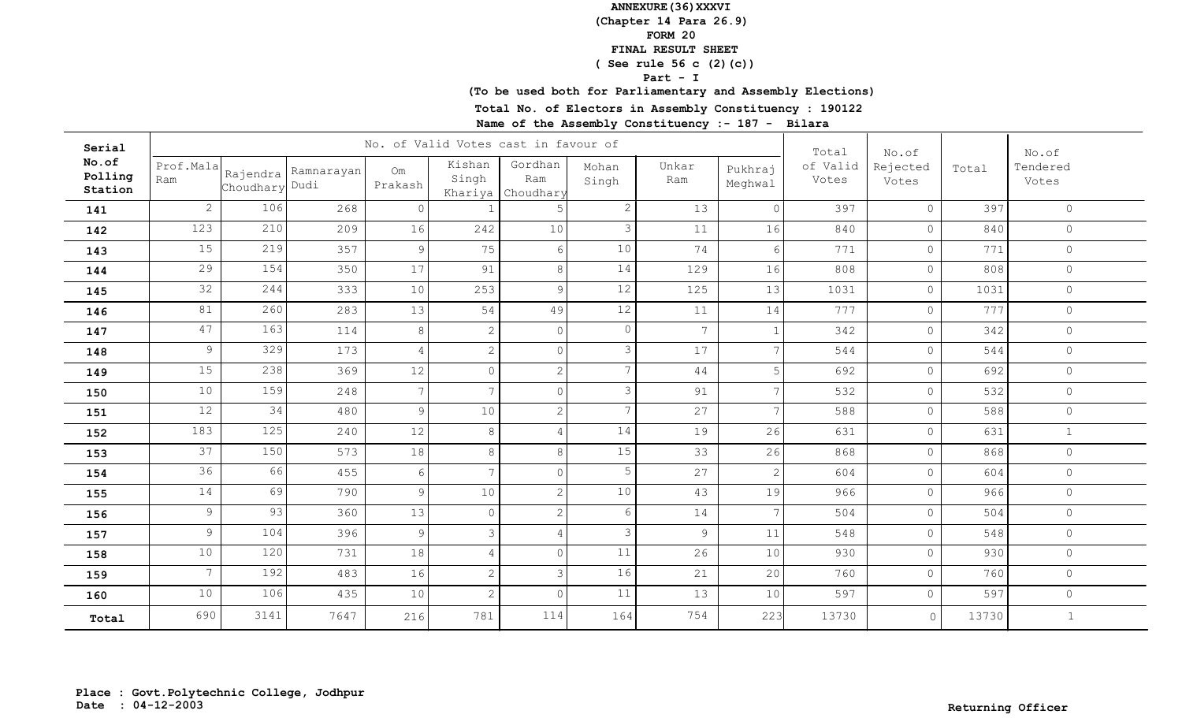**ANNEXURE(36)XXXVI**
**(Chapter 14 Para 26.9)**
**FORM 20**
**FINAL RESULT SHEET**
**( See rule 56 c (2)(c))**
**Part - I**
**(To be used both for Parliamentary and Assembly Elections)**
**Total No. of Electors in Assembly Constituency : 190122**
**Name of the Assembly Constituency :- 187 - Bilara**

| Serial No.of Polling Station | No. of Valid Votes cast in favour of | | | | | | | | | Total of Valid Votes | No.of Rejected Votes | Total | No.of Tendered Votes |
|---|---|---|---|---|---|---|---|---|---|---|---|---|---|
| | Prof.Mala Ram | Rajendra Choudhary | Ramnarayan Dudi | Om Prakash | Kishan Singh Khariya | Gordhan Ram Choudhary | Mohan Singh | Unkar Ram | Pukhraj Meghwal | | | | |
| 141 | 2 | 106 | 268 | 0 | 1 | 5 | 2 | 13 | 0 | 397 | 0 | 397 | 0 |
| 142 | 123 | 210 | 209 | 16 | 242 | 10 | 3 | 11 | 16 | 840 | 0 | 840 | 0 |
| 143 | 15 | 219 | 357 | 9 | 75 | 6 | 10 | 74 | 6 | 771 | 0 | 771 | 0 |
| 144 | 29 | 154 | 350 | 17 | 91 | 8 | 14 | 129 | 16 | 808 | 0 | 808 | 0 |
| 145 | 32 | 244 | 333 | 10 | 253 | 9 | 12 | 125 | 13 | 1031 | 0 | 1031 | 0 |
| 146 | 81 | 260 | 283 | 13 | 54 | 49 | 12 | 11 | 14 | 777 | 0 | 777 | 0 |
| 147 | 47 | 163 | 114 | 8 | 2 | 0 | 0 | 7 | 1 | 342 | 0 | 342 | 0 |
| 148 | 9 | 329 | 173 | 4 | 2 | 0 | 3 | 17 | 7 | 544 | 0 | 544 | 0 |
| 149 | 15 | 238 | 369 | 12 | 0 | 2 | 7 | 44 | 5 | 692 | 0 | 692 | 0 |
| 150 | 10 | 159 | 248 | 7 | 7 | 0 | 3 | 91 | 7 | 532 | 0 | 532 | 0 |
| 151 | 12 | 34 | 480 | 9 | 10 | 2 | 7 | 27 | 7 | 588 | 0 | 588 | 0 |
| 152 | 183 | 125 | 240 | 12 | 8 | 4 | 14 | 19 | 26 | 631 | 0 | 631 | 1 |
| 153 | 37 | 150 | 573 | 18 | 8 | 8 | 15 | 33 | 26 | 868 | 0 | 868 | 0 |
| 154 | 36 | 66 | 455 | 6 | 7 | 0 | 5 | 27 | 2 | 604 | 0 | 604 | 0 |
| 155 | 14 | 69 | 790 | 9 | 10 | 2 | 10 | 43 | 19 | 966 | 0 | 966 | 0 |
| 156 | 9 | 93 | 360 | 13 | 0 | 2 | 6 | 14 | 7 | 504 | 0 | 504 | 0 |
| 157 | 9 | 104 | 396 | 9 | 3 | 4 | 3 | 9 | 11 | 548 | 0 | 548 | 0 |
| 158 | 10 | 120 | 731 | 18 | 4 | 0 | 11 | 26 | 10 | 930 | 0 | 930 | 0 |
| 159 | 7 | 192 | 483 | 16 | 2 | 3 | 16 | 21 | 20 | 760 | 0 | 760 | 0 |
| 160 | 10 | 106 | 435 | 10 | 2 | 0 | 11 | 13 | 10 | 597 | 0 | 597 | 0 |
| **Total** | 690 | 3141 | 7647 | 216 | 781 | 114 | 164 | 754 | 223 | 13730 | 0 | 13730 | 1 |

**Place : Govt.Polytechnic College, Jodhpur**
**Date : 04-12-2003**

**Returning Officer**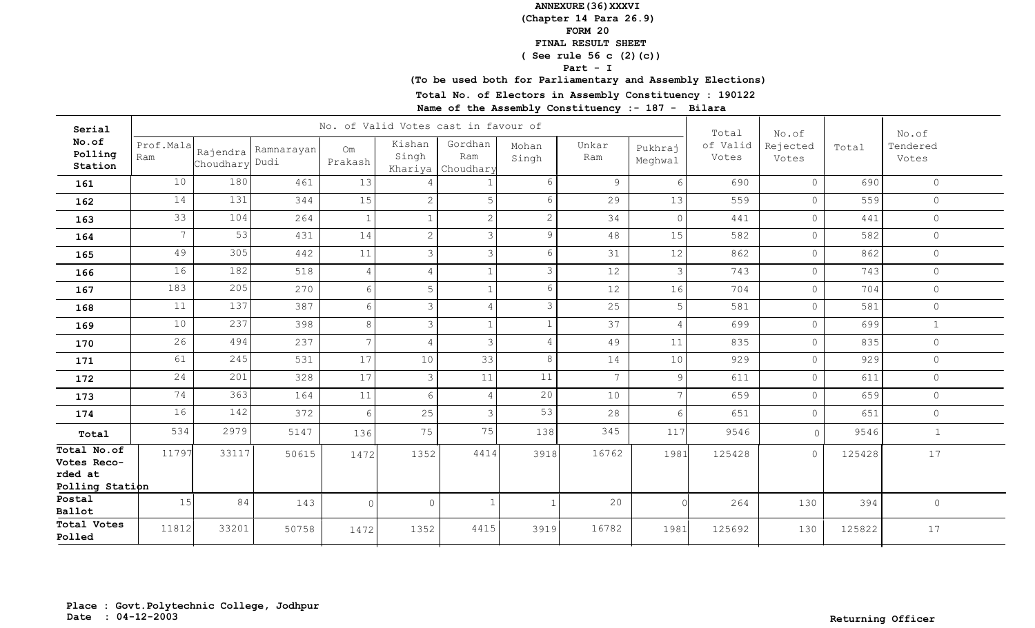**ANNEXURE(36)XXXVI**
**(Chapter 14 Para 26.9)**
**FORM 20**
**FINAL RESULT SHEET**
**( See rule 56 c (2)(c))**
**Part - I**
**(To be used both for Parliamentary and Assembly Elections)**
**Total No. of Electors in Assembly Constituency : 190122**
**Name of the Assembly Constituency :- 187 - Bilara**

| Serial No.of Polling Station | No. of Valid Votes cast in favour of | | | | | | | | | Total of Valid Votes | No.of Rejected Votes | Total | No.of Tendered Votes |
|---|---|---|---|---|---|---|---|---|---|---|---|---|---|
| | Prof.Mala Ram | Rajendra Choudhary | Ramnarayan Dudi | Om Prakash | Kishan Singh Khariya | Gordhan Ram Choudhary | Mohan Singh | Unkar Ram | Pukhraj Meghwal | | | | |
| 161 | 10 | 180 | 461 | 13 | 4 | 1 | 6 | 9 | 6 | 690 | 0 | 690 | 0 |
| 162 | 14 | 131 | 344 | 15 | 2 | 5 | 6 | 29 | 13 | 559 | 0 | 559 | 0 |
| 163 | 33 | 104 | 264 | 1 | 1 | 2 | 2 | 34 | 0 | 441 | 0 | 441 | 0 |
| 164 | 7 | 53 | 431 | 14 | 2 | 3 | 9 | 48 | 15 | 582 | 0 | 582 | 0 |
| 165 | 49 | 305 | 442 | 11 | 3 | 3 | 6 | 31 | 12 | 862 | 0 | 862 | 0 |
| 166 | 16 | 182 | 518 | 4 | 4 | 1 | 3 | 12 | 3 | 743 | 0 | 743 | 0 |
| 167 | 183 | 205 | 270 | 6 | 5 | 1 | 6 | 12 | 16 | 704 | 0 | 704 | 0 |
| 168 | 11 | 137 | 387 | 6 | 3 | 4 | 3 | 25 | 5 | 581 | 0 | 581 | 0 |
| 169 | 10 | 237 | 398 | 8 | 3 | 1 | 1 | 37 | 4 | 699 | 0 | 699 | 1 |
| 170 | 26 | 494 | 237 | 7 | 4 | 3 | 4 | 49 | 11 | 835 | 0 | 835 | 0 |
| 171 | 61 | 245 | 531 | 17 | 10 | 33 | 8 | 14 | 10 | 929 | 0 | 929 | 0 |
| 172 | 24 | 201 | 328 | 17 | 3 | 11 | 11 | 7 | 9 | 611 | 0 | 611 | 0 |
| 173 | 74 | 363 | 164 | 11 | 6 | 4 | 20 | 10 | 7 | 659 | 0 | 659 | 0 |
| 174 | 16 | 142 | 372 | 6 | 25 | 3 | 53 | 28 | 6 | 651 | 0 | 651 | 0 |
| Total | 534 | 2979 | 5147 | 136 | 75 | 75 | 138 | 345 | 117 | 9546 | 0 | 9546 | 1 |
| Total No.of Votes Recorded at Polling Station | 11797 | 33117 | 50615 | 1472 | 1352 | 4414 | 3918 | 16762 | 1981 | 125428 | 0 | 125428 | 17 |
| Postal Ballot | 15 | 84 | 143 | 0 | 0 | 1 | 1 | 20 | 0 | 264 | 130 | 394 | 0 |
| Total Votes Polled | 11812 | 33201 | 50758 | 1472 | 1352 | 4415 | 3919 | 16782 | 1981 | 125692 | 130 | 125822 | 17 |

**Place : Govt.Polytechnic College, Jodhpur**
**Date : 04-12-2003**

**Returning Officer**